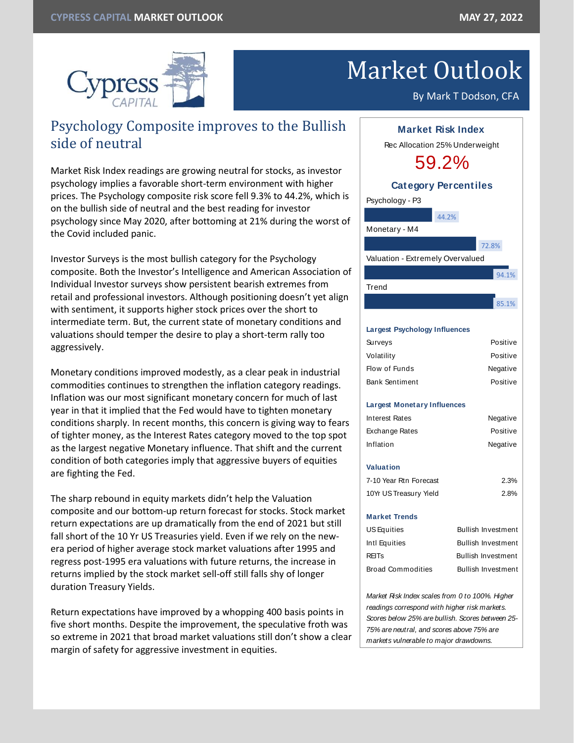# Market Outlook

By Mark T Dodson, CFA

## Psychology Composite improves to the Bullish side of neutral

Market Risk Index readings are growing neutral for stocks, as investor psychology implies a favorable short-term environment with higher prices. The Psychology composite risk score fell 9.3% to 44.2%, which is on the bullish side of neutral and the best reading for investor psychology since May 2020, after bottoming at 21% during the worst of the Covid included panic.

Investor Surveys is the most bullish category for the Psychology composite. Both the Investor's Intelligence and American Association of Individual Investor surveys show persistent bearish extremes from retail and professional investors. Although positioning doesn't yet align with sentiment, it supports higher stock prices over the short to intermediate term. But, the current state of monetary conditions and valuations should temper the desire to play a short-term rally too aggressively.

Monetary conditions improved modestly, as a clear peak in industrial commodities continues to strengthen the inflation category readings. Inflation was our most significant monetary concern for much of last year in that it implied that the Fed would have to tighten monetary conditions sharply. In recent months, this concern is giving way to fears of tighter money, as the Interest Rates category moved to the top spot as the largest negative Monetary influence. That shift and the current condition of both categories imply that aggressive buyers of equities are fighting the Fed.

The sharp rebound in equity markets didn't help the Valuation composite and our bottom-up return forecast for stocks. Stock market return expectations are up dramatically from the end of 2021 but still fall short of the 10 Yr US Treasuries yield. Even if we rely on the new-era period of higher average stock market valuations after 1995 and regress post-1995 era valuations with future returns, the increase in returns implied by the stock market sell-off still falls shy of longer duration Treasury Yields.

Return expectations have improved by a whopping 400 basis points in five short months. Despite the improvement, the speculative froth was so extreme in 2021 that broad market valuations still don't show a clear margin of safety for aggressive investment in equities.

### Market Risk Index

Rec Allocation 25% Underweight

**59.2%**

### Category Percentiles

| Category | Percentile |
|---|---|
| Psychology - P3 | 44.2% |
| Monetary - M4 | 72.8% |
| Valuation - Extremely Overvalued | 94.1% |
| Trend | 85.1% |

**Largest Psychology Influences**

| | |
|---|---|
| Surveys | Positive |
| Volatility | Positive |
| Flow of Funds | Negative |
| Bank Sentiment | Positive |

**Largest Monetary Influences**

| | |
|---|---|
| Interest Rates | Negative |
| Exchange Rates | Positive |
| Inflation | Negative |

**Valuation**

| | |
|---|---|
| 7-10 Year Rtn Forecast | 2.3% |
| 10Yr US Treasury Yield | 2.8% |

**Market Trends**

| | |
|---|---|
| US Equities | Bullish Investment |
| Intl Equities | Bullish Investment |
| REITs | Bullish Investment |
| Broad Commodities | Bullish Investment |

*Market Risk Index scales from 0 to 100%. Higher readings correspond with higher risk markets. Scores below 25% are bullish. Scores between 25-75% are neutral, and scores above 75% are markets vulnerable to major drawdowns.*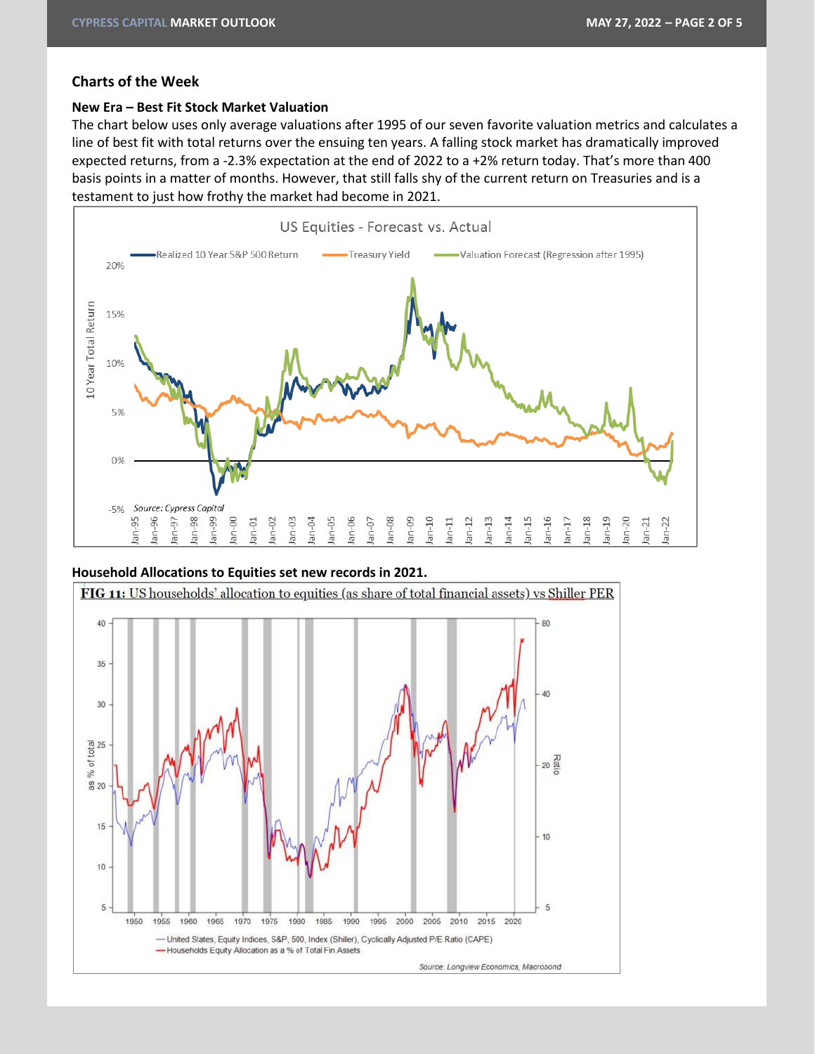## Charts of the Week

### New Era – Best Fit Stock Market Valuation

The chart below uses only average valuations after 1995 of our seven favorite valuation metrics and calculates a line of best fit with total returns over the ensuing ten years. A falling stock market has dramatically improved expected returns, from a -2.3% expectation at the end of 2022 to a +2% return today. That's more than 400 basis points in a matter of months. However, that still falls shy of the current return on Treasuries and is a testament to just how frothy the market had become in 2021.

### Household Allocations to Equities set new records in 2021.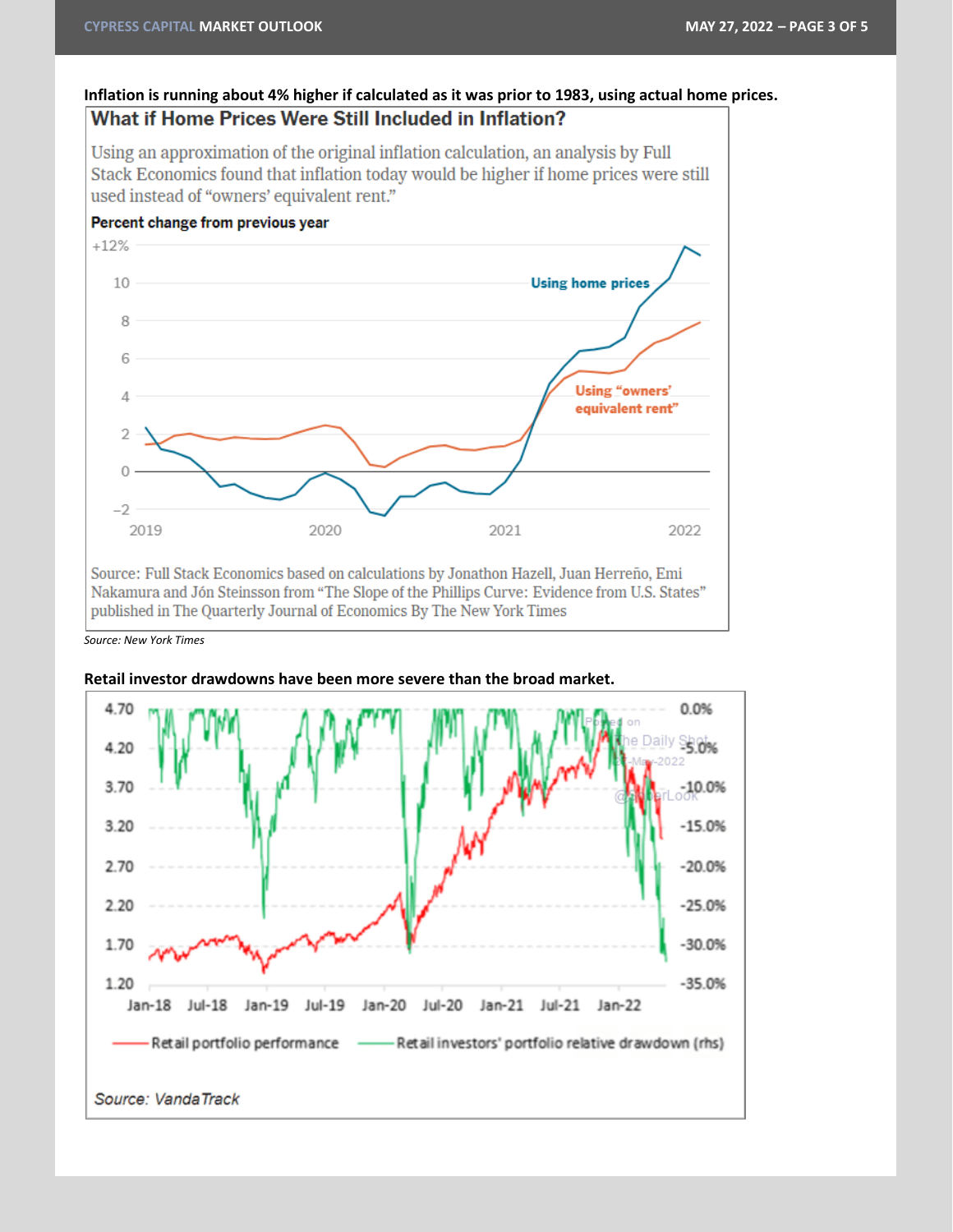**Inflation is running about 4% higher if calculated as it was prior to 1983, using actual home prices.**

## What if Home Prices Were Still Included in Inflation?

Using an approximation of the original inflation calculation, an analysis by Full Stack Economics found that inflation today would be higher if home prices were still used instead of "owners' equivalent rent."

**Percent change from previous year**

Source: Full Stack Economics based on calculations by Jonathon Hazell, Juan Herreño, Emi Nakamura and Jón Steinsson from "The Slope of the Phillips Curve: Evidence from U.S. States" published in The Quarterly Journal of Economics By The New York Times

*Source: New York Times*

**Retail investor drawdowns have been more severe than the broad market.**

Retail portfolio performance — Retail investors' portfolio relative drawdown (rhs)

*Source: VandaTrack*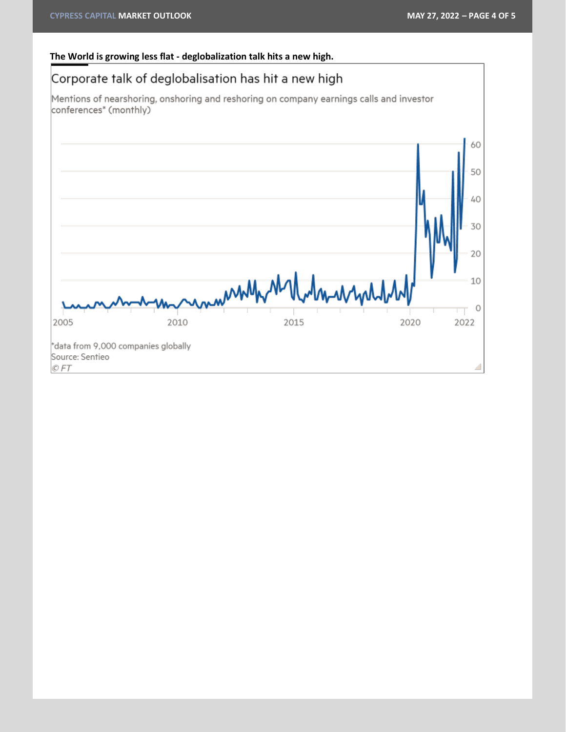**The World is growing less flat - deglobalization talk hits a new high.**

Corporate talk of deglobalisation has hit a new high

Mentions of nearshoring, onshoring and reshoring on company earnings calls and investor conferences* (monthly)

*data from 9,000 companies globally

Source: Sentieo

© FT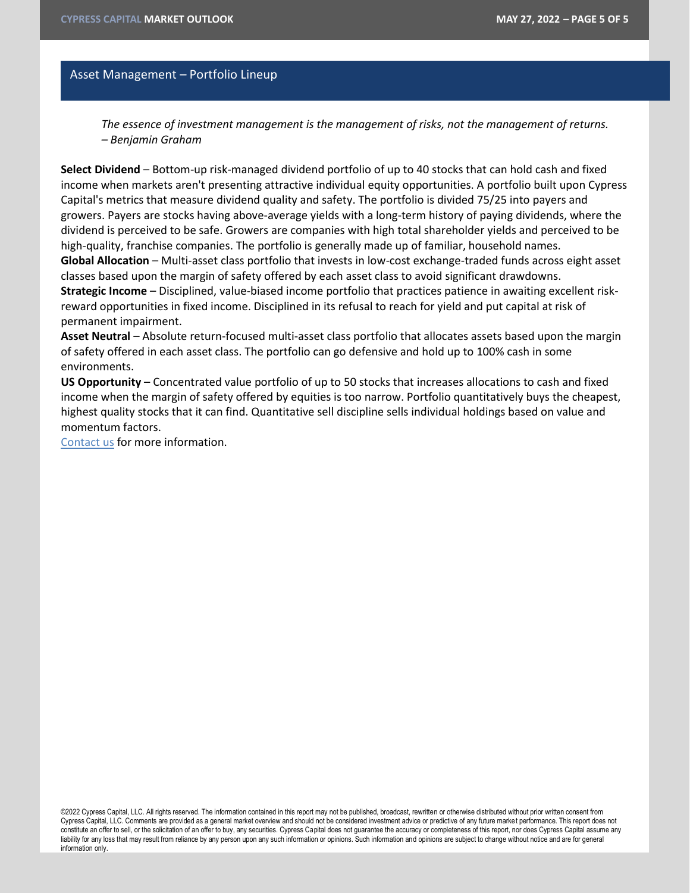## Asset Management – Portfolio Lineup

*The essence of investment management is the management of risks, not the management of returns.*
*– Benjamin Graham*

**Select Dividend** – Bottom-up risk-managed dividend portfolio of up to 40 stocks that can hold cash and fixed income when markets aren't presenting attractive individual equity opportunities. A portfolio built upon Cypress Capital's metrics that measure dividend quality and safety. The portfolio is divided 75/25 into payers and growers. Payers are stocks having above-average yields with a long-term history of paying dividends, where the dividend is perceived to be safe. Growers are companies with high total shareholder yields and perceived to be high-quality, franchise companies. The portfolio is generally made up of familiar, household names.

**Global Allocation** – Multi-asset class portfolio that invests in low-cost exchange-traded funds across eight asset classes based upon the margin of safety offered by each asset class to avoid significant drawdowns.

**Strategic Income** – Disciplined, value-biased income portfolio that practices patience in awaiting excellent risk-reward opportunities in fixed income. Disciplined in its refusal to reach for yield and put capital at risk of permanent impairment.

**Asset Neutral** – Absolute return-focused multi-asset class portfolio that allocates assets based upon the margin of safety offered in each asset class. The portfolio can go defensive and hold up to 100% cash in some environments.

**US Opportunity** – Concentrated value portfolio of up to 50 stocks that increases allocations to cash and fixed income when the margin of safety offered by equities is too narrow. Portfolio quantitatively buys the cheapest, highest quality stocks that it can find. Quantitative sell discipline sells individual holdings based on value and momentum factors.

Contact us for more information.

©2022 Cypress Capital, LLC. All rights reserved. The information contained in this report may not be published, broadcast, rewritten or otherwise distributed without prior written consent from Cypress Capital, LLC. Comments are provided as a general market overview and should not be considered investment advice or predictive of any future market performance. This report does not constitute an offer to sell, or the solicitation of an offer to buy, any securities. Cypress Capital does not guarantee the accuracy or completeness of this report, nor does Cypress Capital assume any liability for any loss that may result from reliance by any person upon any such information or opinions. Such information and opinions are subject to change without notice and are for general information only.